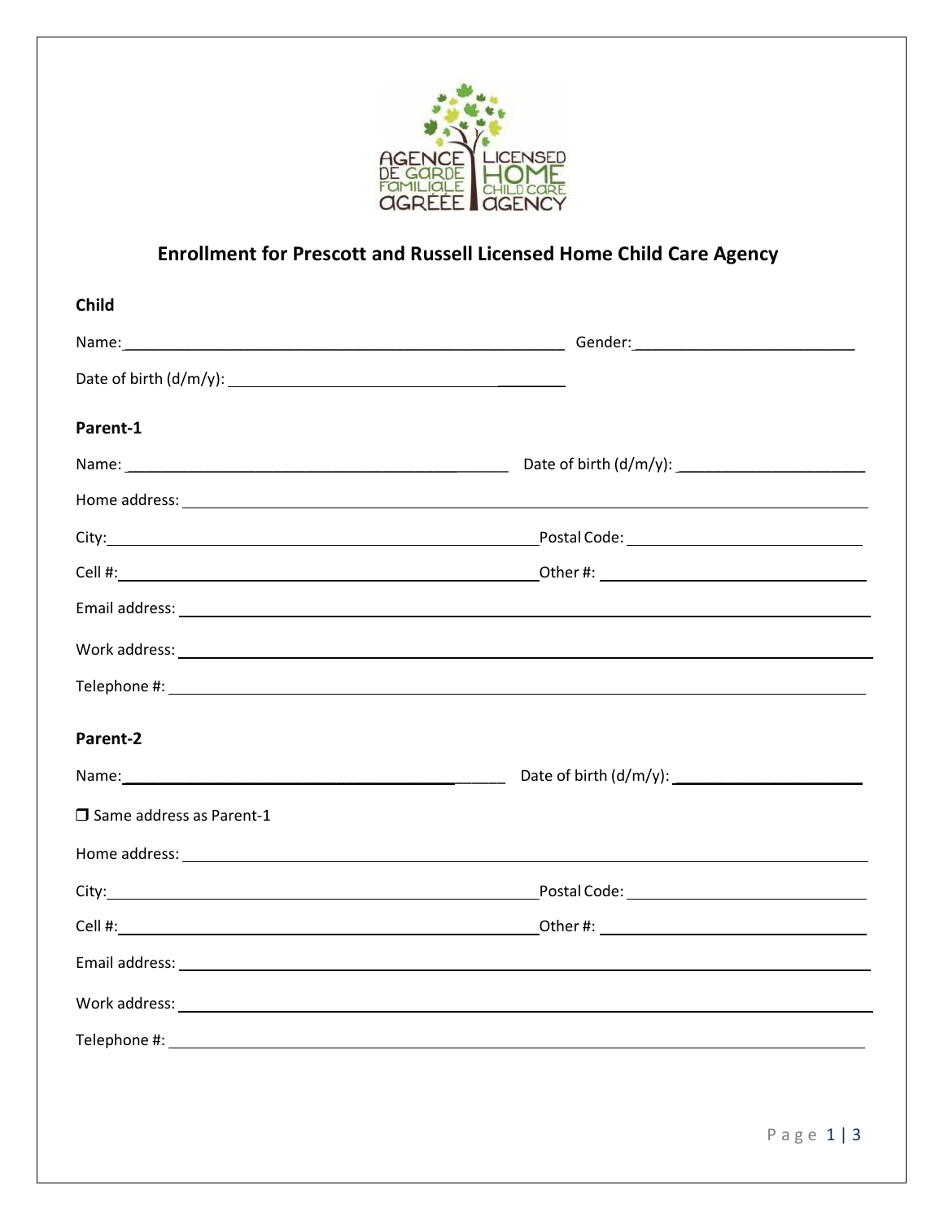# Enrollment for Prescott and Russell Licensed Home Child Care Agency

**Child**

Name:______________________________________________ Gender:_______________________

Date of birth (d/m/y): ____________________________________

**Parent-1**

Name: ________________________________________ Date of birth (d/m/y): ____________________

Home address: ________________________________________________________________

City:___________________________________________ Postal Code: _______________________

Cell #:__________________________________________ Other #: ___________________________

Email address: ________________________________________________________________

Work address: ________________________________________________________________

Telephone #: __________________________________________________________________

**Parent-2**

Name:________________________________________ Date of birth (d/m/y): ____________________

❒ Same address as Parent-1

Home address: ________________________________________________________________

City:___________________________________________ Postal Code: _______________________

Cell #:__________________________________________ Other #: ___________________________

Email address: ________________________________________________________________

Work address: ________________________________________________________________

Telephone #: __________________________________________________________________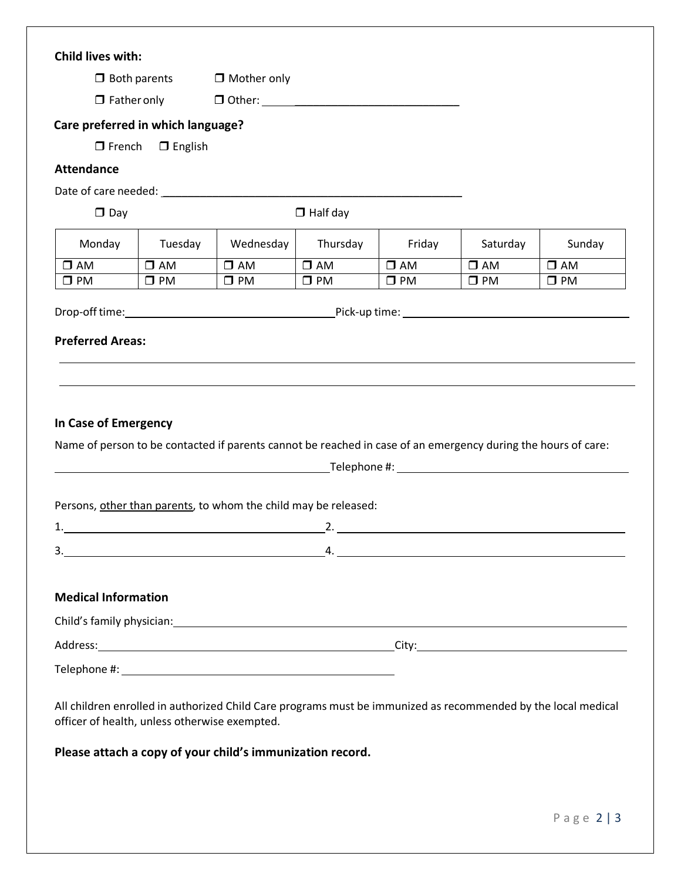**Child lives with:**

- ❒ Both parents
- ❒ Mother only
- ❒ Father only
- ❒ Other: ______________________________

**Care preferred in which language?**

❒ French ❒ English

**Attendance**

Date of care needed: ______________________________________________

❒ Day ❒ Half day

| Monday | Tuesday | Wednesday | Thursday | Friday | Saturday | Sunday |
|---|---|---|---|---|---|---|
| ❒ AM | ❒ AM | ❒ AM | ❒ AM | ❒ AM | ❒ AM | ❒ AM |
| ❒ PM | ❒ PM | ❒ PM | ❒ PM | ❒ PM | ❒ PM | ❒ PM |

Drop-off time: ______________________________ Pick-up time: ______________________________

**Preferred Areas:**

______________________________________________________________________________

______________________________________________________________________________

**In Case of Emergency**

Name of person to be contacted if parents cannot be reached in case of an emergency during the hours of care:

______________________________________________ Telephone #: ______________________________

Persons, other than parents, to whom the child may be released:

1. ______________________________ 2. ______________________________

3. ______________________________ 4. ______________________________

**Medical Information**

Child's family physician: ______________________________________________

Address: ______________________________________________ City: ______________________________

Telephone #: ______________________________________________

All children enrolled in authorized Child Care programs must be immunized as recommended by the local medical officer of health, unless otherwise exempted.

**Please attach a copy of your child's immunization record.**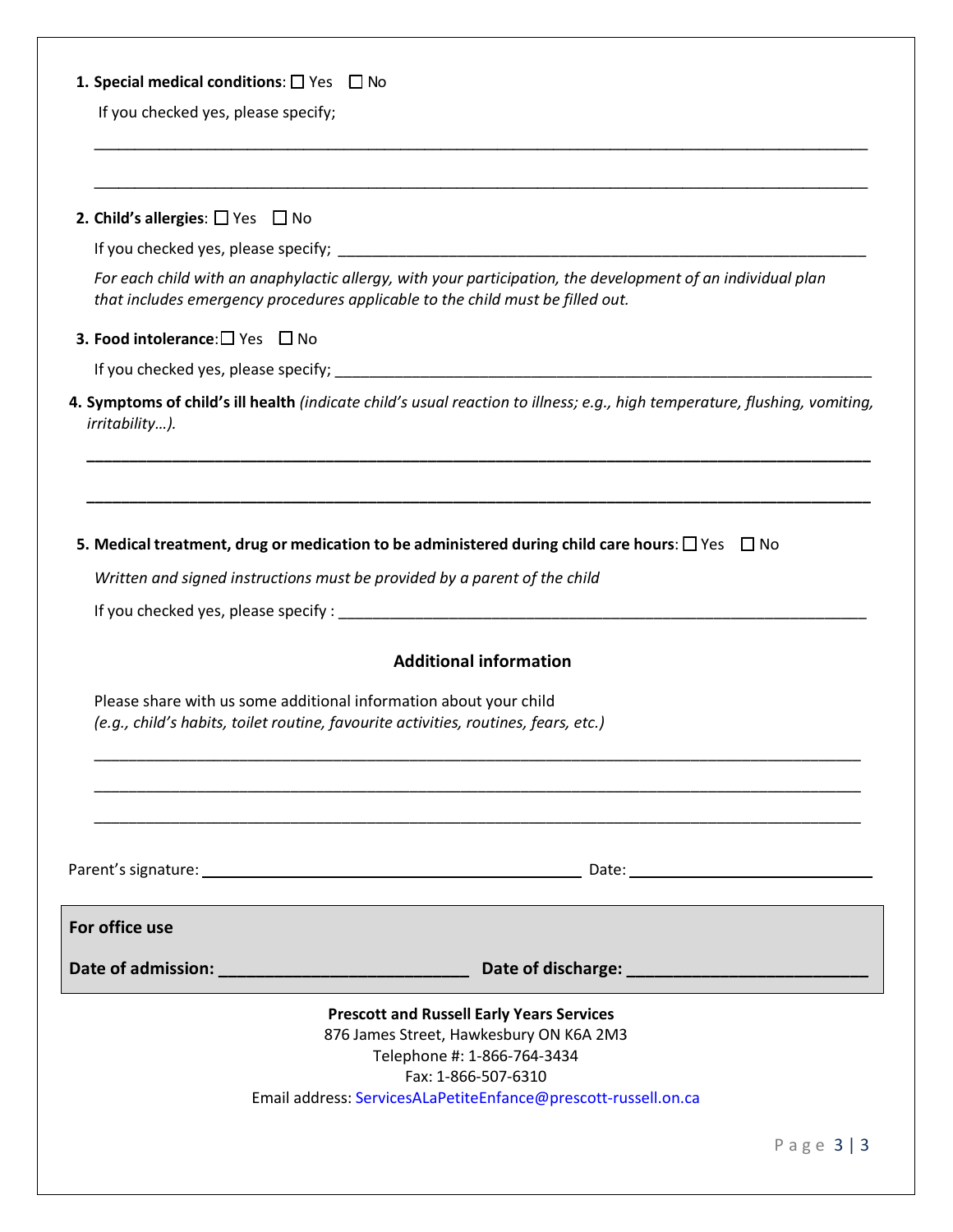1. **Special medical conditions**: ☐ Yes ☐ No

   If you checked yes, please specify;

   \_\_\_\_\_\_\_\_\_\_\_\_\_\_\_\_\_\_\_\_\_\_\_\_\_\_\_\_\_\_\_\_\_\_\_\_\_\_\_\_\_\_\_\_\_\_\_\_\_\_\_\_\_\_\_\_\_\_\_\_

   \_\_\_\_\_\_\_\_\_\_\_\_\_\_\_\_\_\_\_\_\_\_\_\_\_\_\_\_\_\_\_\_\_\_\_\_\_\_\_\_\_\_\_\_\_\_\_\_\_\_\_\_\_\_\_\_\_\_\_\_

2. **Child's allergies**: ☐ Yes ☐ No

   If you checked yes, please specify; \_\_\_\_\_\_\_\_\_\_\_\_\_\_\_\_\_\_\_\_\_\_\_\_\_\_\_\_\_\_\_\_\_\_\_\_\_\_\_\_

   *For each child with an anaphylactic allergy, with your participation, the development of an individual plan that includes emergency procedures applicable to the child must be filled out.*

3. **Food intolerance**: ☐ Yes ☐ No

   If you checked yes, please specify; \_\_\_\_\_\_\_\_\_\_\_\_\_\_\_\_\_\_\_\_\_\_\_\_\_\_\_\_\_\_\_\_\_\_\_\_\_\_\_\_

4. **Symptoms of child's ill health** *(indicate child's usual reaction to illness; e.g., high temperature, flushing, vomiting, irritability…).*

   \_\_\_\_\_\_\_\_\_\_\_\_\_\_\_\_\_\_\_\_\_\_\_\_\_\_\_\_\_\_\_\_\_\_\_\_\_\_\_\_\_\_\_\_\_\_\_\_\_\_\_\_\_\_\_\_\_\_\_\_

   \_\_\_\_\_\_\_\_\_\_\_\_\_\_\_\_\_\_\_\_\_\_\_\_\_\_\_\_\_\_\_\_\_\_\_\_\_\_\_\_\_\_\_\_\_\_\_\_\_\_\_\_\_\_\_\_\_\_\_\_

5. **Medical treatment, drug or medication to be administered during child care hours**: ☐ Yes ☐ No

   *Written and signed instructions must be provided by a parent of the child*

   If you checked yes, please specify : \_\_\_\_\_\_\_\_\_\_\_\_\_\_\_\_\_\_\_\_\_\_\_\_\_\_\_\_\_\_\_\_\_\_\_\_\_\_\_\_

### Additional information

Please share with us some additional information about your child
*(e.g., child's habits, toilet routine, favourite activities, routines, fears, etc.)*

\_\_\_\_\_\_\_\_\_\_\_\_\_\_\_\_\_\_\_\_\_\_\_\_\_\_\_\_\_\_\_\_\_\_\_\_\_\_\_\_\_\_\_\_\_\_\_\_\_\_\_\_\_\_\_\_\_\_\_\_

\_\_\_\_\_\_\_\_\_\_\_\_\_\_\_\_\_\_\_\_\_\_\_\_\_\_\_\_\_\_\_\_\_\_\_\_\_\_\_\_\_\_\_\_\_\_\_\_\_\_\_\_\_\_\_\_\_\_\_\_

\_\_\_\_\_\_\_\_\_\_\_\_\_\_\_\_\_\_\_\_\_\_\_\_\_\_\_\_\_\_\_\_\_\_\_\_\_\_\_\_\_\_\_\_\_\_\_\_\_\_\_\_\_\_\_\_\_\_\_\_

Parent's signature: \_\_\_\_\_\_\_\_\_\_\_\_\_\_\_\_\_\_\_\_\_\_\_\_\_\_\_\_\_\_ Date: \_\_\_\_\_\_\_\_\_\_\_\_\_\_\_\_\_\_\_\_

**For office use**

**Date of admission: \_\_\_\_\_\_\_\_\_\_\_\_\_\_\_\_\_\_\_\_\_\_ Date of discharge: \_\_\_\_\_\_\_\_\_\_\_\_\_\_\_\_\_\_\_\_\_\_**

**Prescott and Russell Early Years Services**
876 James Street, Hawkesbury ON K6A 2M3
Telephone #: 1-866-764-3434
Fax: 1-866-507-6310
Email address: ServicesALaPetiteEnfance@prescott-russell.on.ca